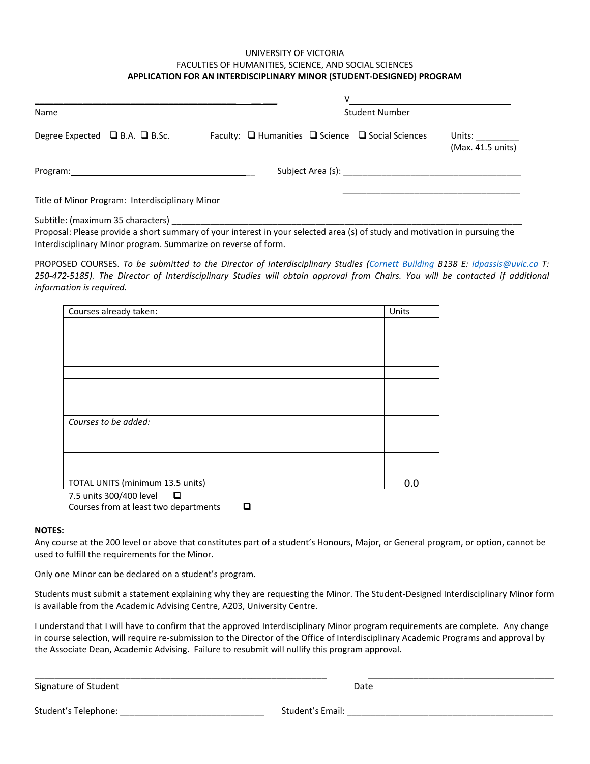UNIVERSITY OF VICTORIA
FACULTIES OF HUMANITIES, SCIENCE, AND SOCIAL SCIENCES

**APPLICATION FOR AN INTERDISCIPLINARY MINOR (STUDENT-DESIGNED) PROGRAM**

______________________________________________ Name

V________________________________ Student Number

Degree Expected ❑ B.A. ❑ B.Sc.    Faculty: ❑ Humanities ❑ Science ❑ Social Sciences    Units: _________ (Max. 41.5 units)

Program: ________________________________________    Subject Area (s): _____________________________________

_____________________________________

Title of Minor Program: Interdisciplinary Minor

Subtitle: (maximum 35 characters) ______________________________________________________________________

Proposal: Please provide a short summary of your interest in your selected area (s) of study and motivation in pursuing the Interdisciplinary Minor program. Summarize on reverse of form.

PROPOSED COURSES. *To be submitted to the Director of Interdisciplinary Studies (Cornett Building B138 E: idpassis@uvic.ca T: 250-472-5185). The Director of Interdisciplinary Studies will obtain approval from Chairs. You will be contacted if additional information is required.*

| Courses already taken: | Units |
|---|---|
| | |
| | |
| | |
| | |
| | |
| | |
| | |
| | |
| *Courses to be added:* | |
| | |
| | |
| | |
| | |
| TOTAL UNITS (minimum 13.5 units) | 0.0 |

7.5 units 300/400 level ❑

Courses from at least two departments ❑

**NOTES:**

Any course at the 200 level or above that constitutes part of a student's Honours, Major, or General program, or option, cannot be used to fulfill the requirements for the Minor.

Only one Minor can be declared on a student's program.

Students must submit a statement explaining why they are requesting the Minor. The Student-Designed Interdisciplinary Minor form is available from the Academic Advising Centre, A203, University Centre.

I understand that I will have to confirm that the approved Interdisciplinary Minor program requirements are complete. Any change in course selection, will require re-submission to the Director of the Office of Interdisciplinary Academic Programs and approval by the Associate Dean, Academic Advising. Failure to resubmit will nullify this program approval.

______________________________________________ Signature of Student

______________________________ Date

Student's Telephone: ______________________________    Student's Email: ____________________________________________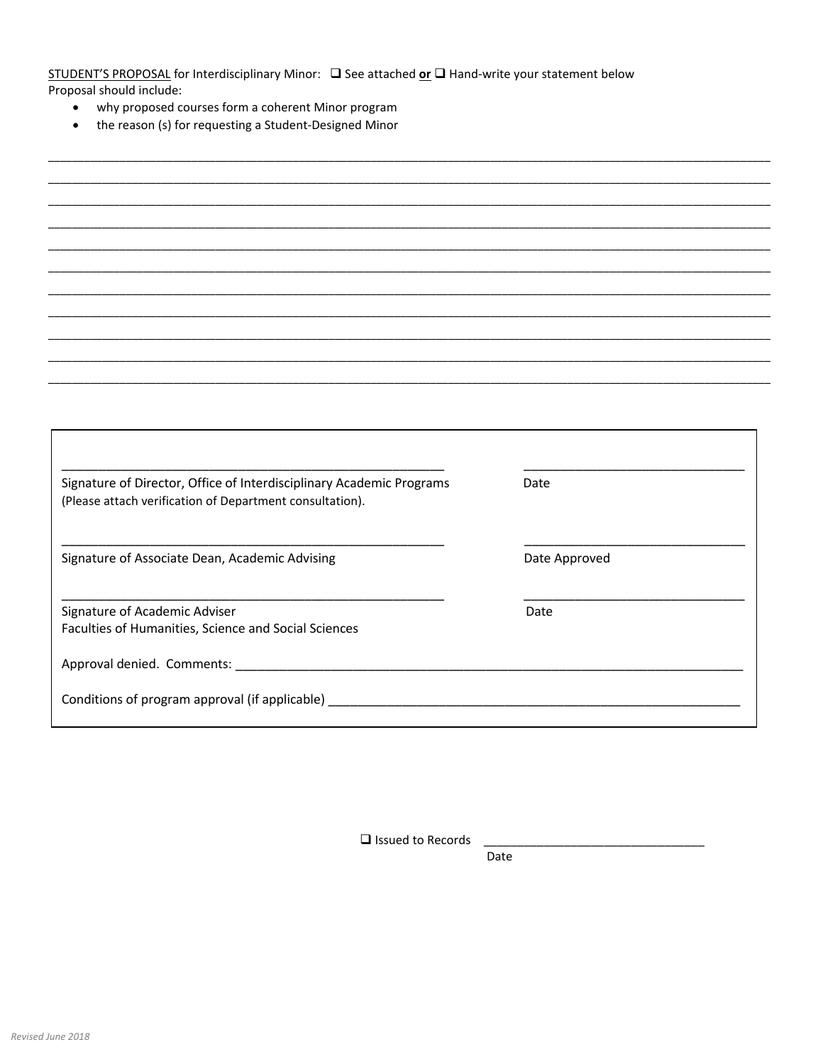STUDENT'S PROPOSAL for Interdisciplinary Minor: ❑ See attached **or** ❑ Hand-write your statement below

Proposal should include:

- why proposed courses form a coherent Minor program
- the reason (s) for requesting a Student-Designed Minor

_______________________________________________________________________________________________

_______________________________________________________________________________________________

_______________________________________________________________________________________________

_______________________________________________________________________________________________

_______________________________________________________________________________________________

_______________________________________________________________________________________________

_______________________________________________________________________________________________

_______________________________________________________________________________________________

_______________________________________________________________________________________________

_______________________________________________________________________________________________

_______________________________________________________________________________________________

_______________________________________________________ _______________________________

Signature of Director, Office of Interdisciplinary Academic Programs — Date

(Please attach verification of Department consultation).

_______________________________________________________ _______________________________

Signature of Associate Dean, Academic Advising — Date Approved

_______________________________________________________ _______________________________

Signature of Academic Adviser — Date

Faculties of Humanities, Science and Social Sciences

Approval denied. Comments: ___________________________________________________________________________

Conditions of program approval (if applicable) ______________________________________________________________

❑ Issued to Records ________________________________

Date

*Revised June 2018*